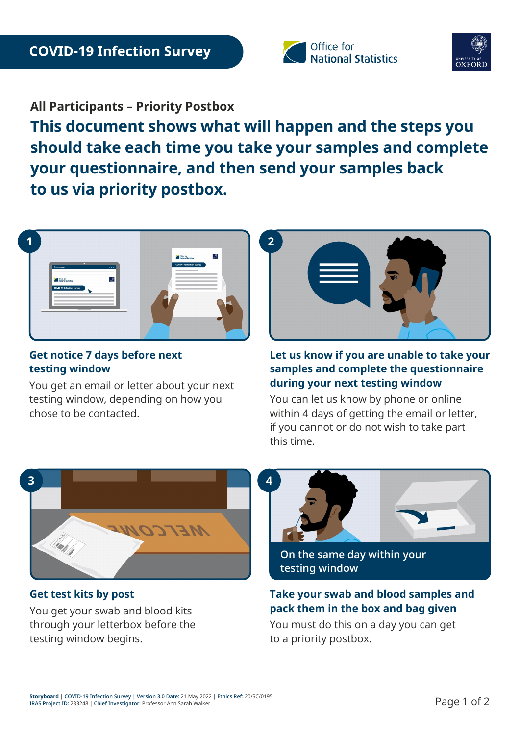# COVID-19 Infection Survey

Office for National Statistics

University of Oxford

## All Participants – Priority Postbox

## This document shows what will happen and the steps you should take each time you take your samples and complete your questionnaire, and then send your samples back to us via priority postbox.

### 1. Get notice 7 days before next testing window

You get an email or letter about your next testing window, depending on how you chose to be contacted.

### 2. Let us know if you are unable to take your samples and complete the questionnaire during your next testing window

You can let us know by phone or online within 4 days of getting the email or letter, if you cannot or do not wish to take part this time.

### 3. Get test kits by post

You get your swab and blood kits through your letterbox before the testing window begins.

### 4. Take your swab and blood samples and pack them in the box and bag given

On the same day within your testing window

You must do this on a day you can get to a priority postbox.

**Storyboard** | **COVID-19 Infection Survey** | **Version 3.0 Date:** 21 May 2022 | **Ethics Ref:** 20/SC/0195
**IRAS Project ID:** 283248 | **Chief Investigator:** Professor Ann Sarah Walker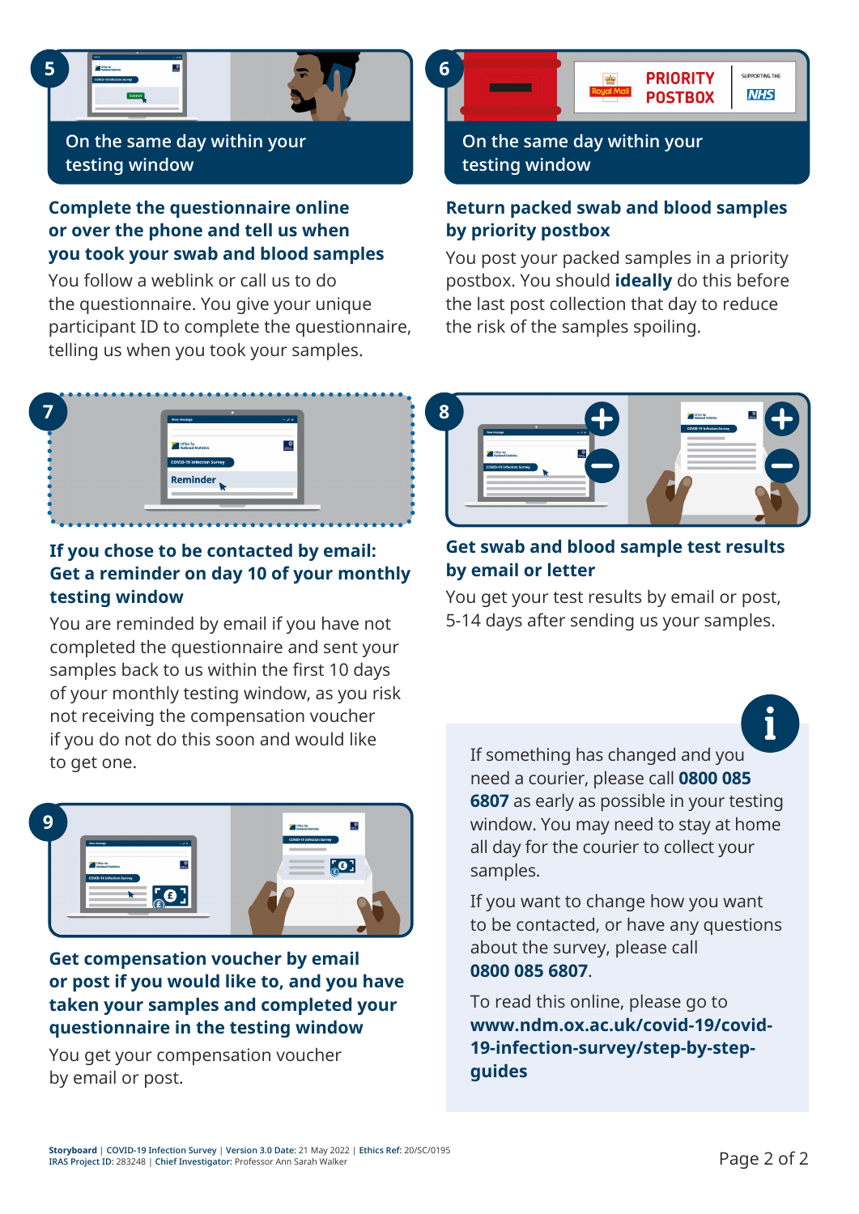## 5

On the same day within your testing window

### Complete the questionnaire online or over the phone and tell us when you took your swab and blood samples

You follow a weblink or call us to do the questionnaire. You give your unique participant ID to complete the questionnaire, telling us when you took your samples.

## 6

On the same day within your testing window

### Return packed swab and blood samples by priority postbox

You post your packed samples in a priority postbox. You should **ideally** do this before the last post collection that day to reduce the risk of the samples spoiling.

## 7

### If you chose to be contacted by email: Get a reminder on day 10 of your monthly testing window

You are reminded by email if you have not completed the questionnaire and sent your samples back to us within the first 10 days of your monthly testing window, as you risk not receiving the compensation voucher if you do not do this soon and would like to get one.

## 8

### Get swab and blood sample test results by email or letter

You get your test results by email or post, 5-14 days after sending us your samples.

## 9

### Get compensation voucher by email or post if you would like to, and you have taken your samples and completed your questionnaire in the testing window

You get your compensation voucher by email or post.

If something has changed and you need a courier, please call **0800 085 6807** as early as possible in your testing window. You may need to stay at home all day for the courier to collect your samples.

If you want to change how you want to be contacted, or have any questions about the survey, please call **0800 085 6807**.

To read this online, please go to **www.ndm.ox.ac.uk/covid-19/covid-19-infection-survey/step-by-step-guides**

**Storyboard** | **COVID-19 Infection Survey** | **Version 3.0 Date:** 21 May 2022 | **Ethics Ref:** 20/SC/0195
**IRAS Project ID:** 283248 | **Chief Investigator:** Professor Ann Sarah Walker